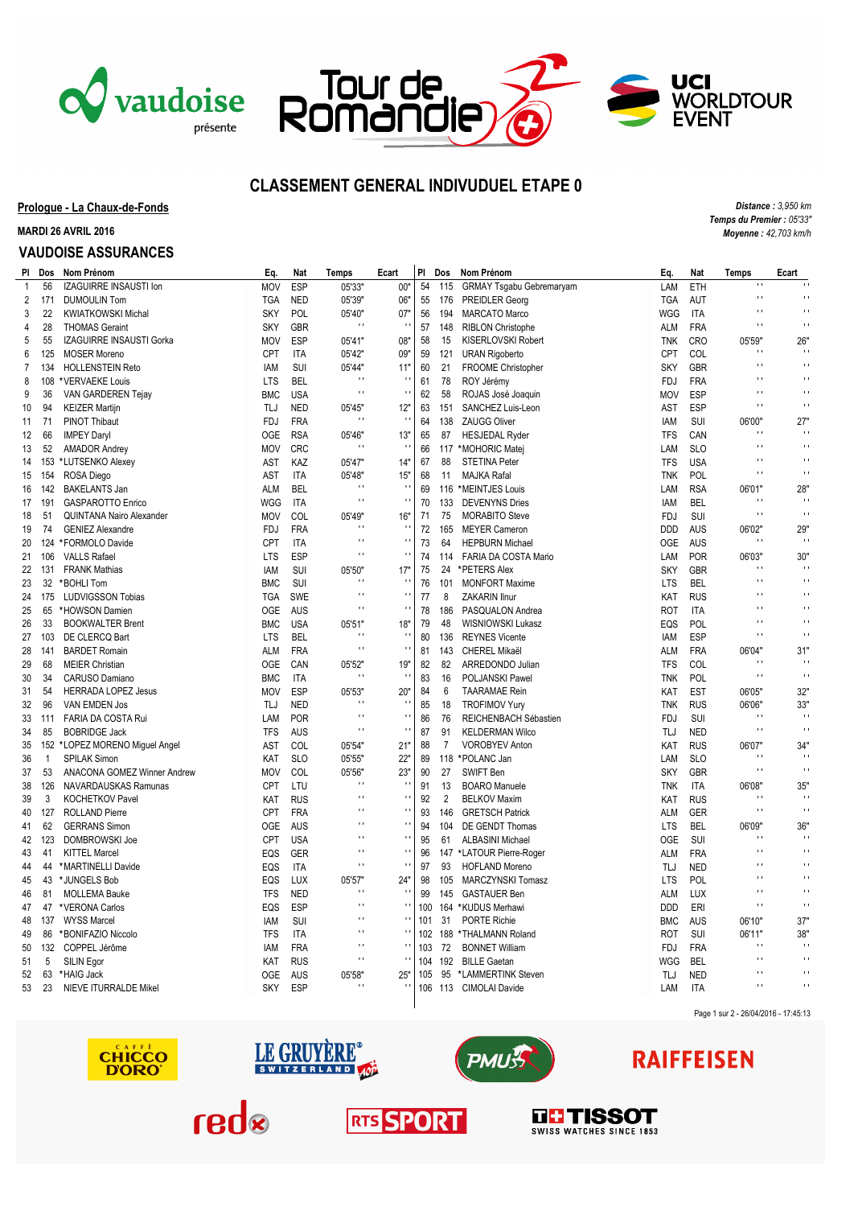# CLASSEMENT GENERAL INDIVUDUEL ETAPE 0

**Prologue - La Chaux-de-Fonds**

**MARDI 26 AVRIL 2016**

***Distance :*** *3,950 km*
***Temps du Premier :*** *05'33"*
***Moyenne :*** *42,703 km/h*

## VAUDOISE ASSURANCES

| Pl | Dos | Nom Prénom | Eq. | Nat | Temps | Ecart |
|---|---|---|---|---|---|---|
| 1 | 56 | IZAGUIRRE INSAUSTI Ion | MOV | ESP | 05'33" | 00" |
| 2 | 171 | DUMOULIN Tom | TGA | NED | 05'39" | 06" |
| 3 | 22 | KWIATKOWSKI Michal | SKY | POL | 05'40" | 07" |
| 4 | 28 | THOMAS Geraint | SKY | GBR | " | " |
| 5 | 55 | IZAGUIRRE INSAUSTI Gorka | MOV | ESP | 05'41" | 08" |
| 6 | 125 | MOSER Moreno | CPT | ITA | 05'42" | 09" |
| 7 | 134 | HOLLENSTEIN Reto | IAM | SUI | 05'44" | 11" |
| 8 | 108 | *VERVAEKE Louis | LTS | BEL | " | " |
| 9 | 36 | VAN GARDEREN Tejay | BMC | USA | " | " |
| 10 | 94 | KEIZER Martijn | TLJ | NED | 05'45" | 12" |
| 11 | 71 | PINOT Thibaut | FDJ | FRA | " | " |
| 12 | 66 | IMPEY Daryl | OGE | RSA | 05'46" | 13" |
| 13 | 52 | AMADOR Andrey | MOV | CRC | " | " |
| 14 | 153 | *LUTSENKO Alexey | AST | KAZ | 05'47" | 14" |
| 15 | 154 | ROSA Diego | AST | ITA | 05'48" | 15" |
| 16 | 142 | BAKELANTS Jan | ALM | BEL | " | " |
| 17 | 191 | GASPAROTTO Enrico | WGG | ITA | " | " |
| 18 | 51 | QUINTANA Nairo Alexander | MOV | COL | 05'49" | 16" |
| 19 | 74 | GENIEZ Alexandre | FDJ | FRA | " | " |
| 20 | 124 | *FORMOLO Davide | CPT | ITA | " | " |
| 21 | 106 | VALLS Rafael | LTS | ESP | " | " |
| 22 | 131 | FRANK Mathias | IAM | SUI | 05'50" | 17" |
| 23 | 32 | *BOHLI Tom | BMC | SUI | " | " |
| 24 | 175 | LUDVIGSSON Tobias | TGA | SWE | " | " |
| 25 | 65 | *HOWSON Damien | OGE | AUS | " | " |
| 26 | 33 | BOOKWALTER Brent | BMC | USA | 05'51" | 18" |
| 27 | 103 | DE CLERCQ Bart | LTS | BEL | " | " |
| 28 | 141 | BARDET Romain | ALM | FRA | " | " |
| 29 | 68 | MEIER Christian | OGE | CAN | 05'52" | 19" |
| 30 | 34 | CARUSO Damiano | BMC | ITA | " | " |
| 31 | 54 | HERRADA LOPEZ Jesus | MOV | ESP | 05'53" | 20" |
| 32 | 96 | VAN EMDEN Jos | TLJ | NED | " | " |
| 33 | 111 | FARIA DA COSTA Rui | LAM | POR | " | " |
| 34 | 85 | BOBRIDGE Jack | TFS | AUS | " | " |
| 35 | 152 | *LOPEZ MORENO Miguel Angel | AST | COL | 05'54" | 21" |
| 36 | 1 | SPILAK Simon | KAT | SLO | 05'55" | 22" |
| 37 | 53 | ANACONA GOMEZ Winner Andrew | MOV | COL | 05'56" | 23" |
| 38 | 126 | NAVARDAUSKAS Ramunas | CPT | LTU | " | " |
| 39 | 3 | KOCHETKOV Pavel | KAT | RUS | " | " |
| 40 | 127 | ROLLAND Pierre | CPT | FRA | " | " |
| 41 | 62 | GERRANS Simon | OGE | AUS | " | " |
| 42 | 123 | DOMBROWSKI Joe | CPT | USA | " | " |
| 43 | 41 | KITTEL Marcel | EQS | GER | " | " |
| 44 | 44 | *MARTINELLI Davide | EQS | ITA | " | " |
| 45 | 43 | *JUNGELS Bob | EQS | LUX | 05'57" | 24" |
| 46 | 81 | MOLLEMA Bauke | TFS | NED | " | " |
| 47 | 47 | *VERONA Carlos | EQS | ESP | " | " |
| 48 | 137 | WYSS Marcel | IAM | SUI | " | " |
| 49 | 86 | *BONIFAZIO Niccolo | TFS | ITA | " | " |
| 50 | 132 | COPPEL Jérôme | IAM | FRA | " | " |
| 51 | 5 | SILIN Egor | KAT | RUS | " | " |
| 52 | 63 | *HAIG Jack | OGE | AUS | 05'58" | 25" |
| 53 | 23 | NIEVE ITURRALDE Mikel | SKY | ESP | " | " |
| 54 | 115 | GRMAY Tsgabu Gebremaryam | LAM | ETH | " | " |
| 55 | 176 | PREIDLER Georg | TGA | AUT | " | " |
| 56 | 194 | MARCATO Marco | WGG | ITA | " | " |
| 57 | 148 | RIBLON Christophe | ALM | FRA | " | " |
| 58 | 15 | KISERLOVSKI Robert | TNK | CRO | 05'59" | 26" |
| 59 | 121 | URAN Rigoberto | CPT | COL | " | " |
| 60 | 21 | FROOME Christopher | SKY | GBR | " | " |
| 61 | 78 | ROY Jérémy | FDJ | FRA | " | " |
| 62 | 58 | ROJAS José Joaquin | MOV | ESP | " | " |
| 63 | 151 | SANCHEZ Luis-Leon | AST | ESP | " | " |
| 64 | 138 | ZAUGG Oliver | IAM | SUI | 06'00" | 27" |
| 65 | 87 | HESJEDAL Ryder | TFS | CAN | " | " |
| 66 | 117 | *MOHORIC Matej | LAM | SLO | " | " |
| 67 | 88 | STETINA Peter | TFS | USA | " | " |
| 68 | 11 | MAJKA Rafal | TNK | POL | " | " |
| 69 | 116 | *MEINTJES Louis | LAM | RSA | 06'01" | 28" |
| 70 | 133 | DEVENYNS Dries | IAM | BEL | " | " |
| 71 | 75 | MORABITO Steve | FDJ | SUI | " | " |
| 72 | 165 | MEYER Cameron | DDD | AUS | 06'02" | 29" |
| 73 | 64 | HEPBURN Michael | OGE | AUS | " | " |
| 74 | 114 | FARIA DA COSTA Mario | LAM | POR | 06'03" | 30" |
| 75 | 24 | *PETERS Alex | SKY | GBR | " | " |
| 76 | 101 | MONFORT Maxime | LTS | BEL | " | " |
| 77 | 8 | ZAKARIN Ilnur | KAT | RUS | " | " |
| 78 | 186 | PASQUALON Andrea | ROT | ITA | " | " |
| 79 | 48 | WISNIOWSKI Lukasz | EQS | POL | " | " |
| 80 | 136 | REYNES Vicente | IAM | ESP | " | " |
| 81 | 143 | CHEREL Mikaël | ALM | FRA | 06'04" | 31" |
| 82 | 82 | ARREDONDO Julian | TFS | COL | " | " |
| 83 | 16 | POLJANSKI Pawel | TNK | POL | " | " |
| 84 | 6 | TAARAMAE Rein | KAT | EST | 06'05" | 32" |
| 85 | 18 | TROFIMOV Yury | TNK | RUS | 06'06" | 33" |
| 86 | 76 | REICHENBACH Sébastien | FDJ | SUI | " | " |
| 87 | 91 | KELDERMAN Wilco | TLJ | NED | " | " |
| 88 | 7 | VOROBYEV Anton | KAT | RUS | 06'07" | 34" |
| 89 | 118 | *POLANC Jan | LAM | SLO | " | " |
| 90 | 27 | SWIFT Ben | SKY | GBR | " | " |
| 91 | 13 | BOARO Manuele | TNK | ITA | 06'08" | 35" |
| 92 | 2 | BELKOV Maxim | KAT | RUS | " | " |
| 93 | 146 | GRETSCH Patrick | ALM | GER | " | " |
| 94 | 104 | DE GENDT Thomas | LTS | BEL | 06'09" | 36" |
| 95 | 61 | ALBASINI Michael | OGE | SUI | " | " |
| 96 | 147 | *LATOUR Pierre-Roger | ALM | FRA | " | " |
| 97 | 93 | HOFLAND Moreno | TLJ | NED | " | " |
| 98 | 105 | MARCZYNSKI Tomasz | LTS | POL | " | " |
| 99 | 145 | GASTAUER Ben | ALM | LUX | " | " |
| 100 | 164 | *KUDUS Merhawi | DDD | ERI | " | " |
| 101 | 31 | PORTE Richie | BMC | AUS | 06'10" | 37" |
| 102 | 188 | *THALMANN Roland | ROT | SUI | 06'11" | 38" |
| 103 | 72 | BONNET William | FDJ | FRA | " | " |
| 104 | 192 | BILLE Gaetan | WGG | BEL | " | " |
| 105 | 95 | *LAMMERTINK Steven | TLJ | NED | " | " |
| 106 | 113 | CIMOLAI Davide | LAM | ITA | " | " |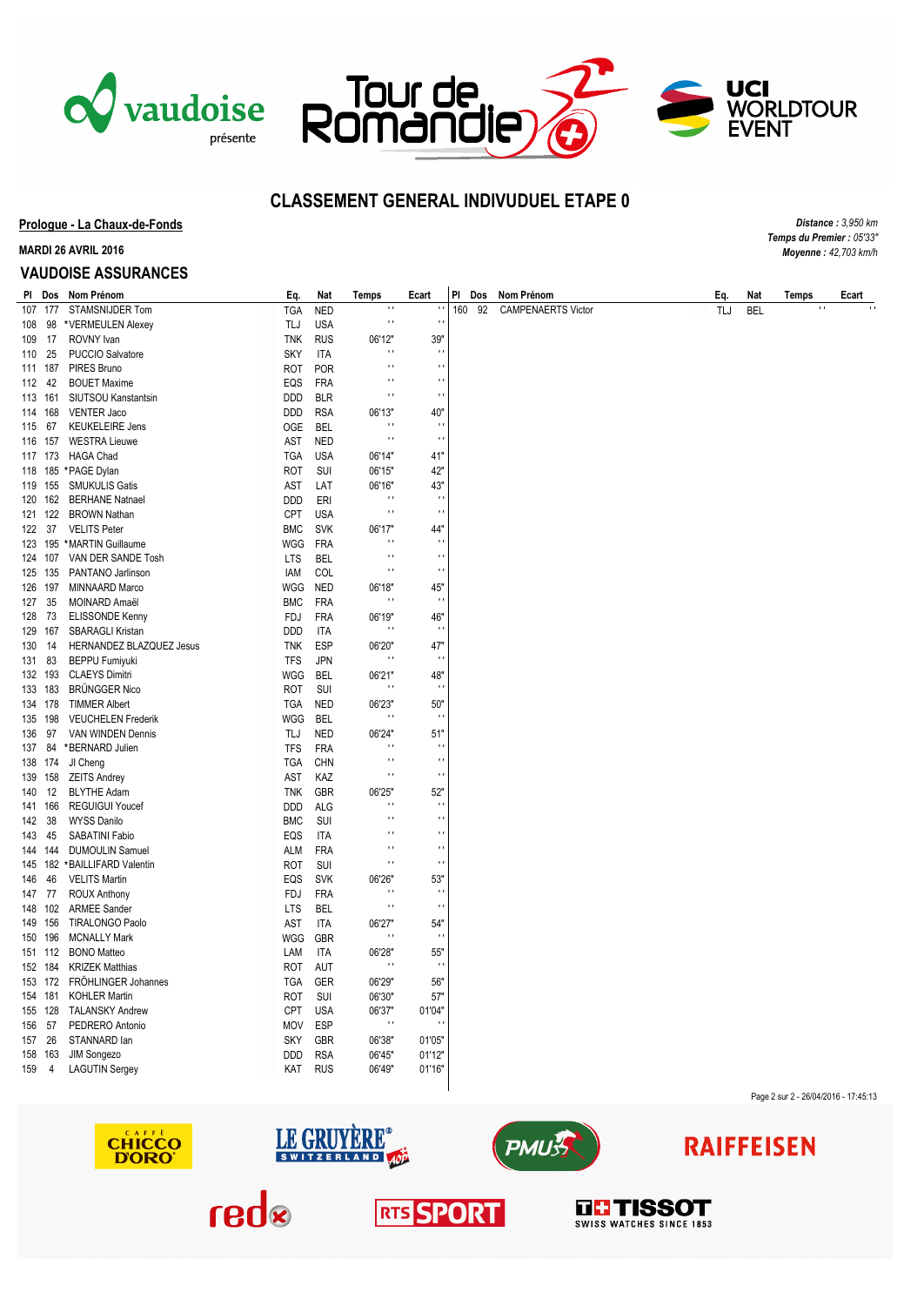## CLASSEMENT GENERAL INDIVUDUEL ETAPE 0

**Prologue - La Chaux-de-Fonds**

***Distance :*** *3,950 km*
***Temps du Premier :*** *05'33"*
***Moyenne :*** *42,703 km/h*

**MARDI 26 AVRIL 2016**

### VAUDOISE ASSURANCES

| Pl | Dos | Nom Prénom | Eq. | Nat | Temps | Ecart |
|---|---|---|---|---|---|---|
| 107 | 177 | STAMSNIJDER Tom | TGA | NED | ' ' | ' ' |
| 108 | 98 | *VERMEULEN Alexey | TLJ | USA | ' ' | ' ' |
| 109 | 17 | ROVNY Ivan | TNK | RUS | 06'12" | 39" |
| 110 | 25 | PUCCIO Salvatore | SKY | ITA | ' ' | ' ' |
| 111 | 187 | PIRES Bruno | ROT | POR | ' ' | ' ' |
| 112 | 42 | BOUET Maxime | EQS | FRA | ' ' | ' ' |
| 113 | 161 | SIUTSOU Kanstantsin | DDD | BLR | ' ' | ' ' |
| 114 | 168 | VENTER Jaco | DDD | RSA | 06'13" | 40" |
| 115 | 67 | KEUKELEIRE Jens | OGE | BEL | ' ' | ' ' |
| 116 | 157 | WESTRA Lieuwe | AST | NED | ' ' | ' ' |
| 117 | 173 | HAGA Chad | TGA | USA | 06'14" | 41" |
| 118 | 185 | *PAGE Dylan | ROT | SUI | 06'15" | 42" |
| 119 | 155 | SMUKULIS Gatis | AST | LAT | 06'16" | 43" |
| 120 | 162 | BERHANE Natnael | DDD | ERI | ' ' | ' ' |
| 121 | 122 | BROWN Nathan | CPT | USA | ' ' | ' ' |
| 122 | 37 | VELITS Peter | BMC | SVK | 06'17" | 44" |
| 123 | 195 | *MARTIN Guillaume | WGG | FRA | ' ' | ' ' |
| 124 | 107 | VAN DER SANDE Tosh | LTS | BEL | ' ' | ' ' |
| 125 | 135 | PANTANO Jarlinson | IAM | COL | ' ' | ' ' |
| 126 | 197 | MINNAARD Marco | WGG | NED | 06'18" | 45" |
| 127 | 35 | MOINARD Amaël | BMC | FRA | ' ' | ' ' |
| 128 | 73 | ELISSONDE Kenny | FDJ | FRA | 06'19" | 46" |
| 129 | 167 | SBARAGLI Kristan | DDD | ITA | ' ' | ' ' |
| 130 | 14 | HERNANDEZ BLAZQUEZ Jesus | TNK | ESP | 06'20" | 47" |
| 131 | 83 | BEPPU Fumiyuki | TFS | JPN | ' ' | ' ' |
| 132 | 193 | CLAEYS Dimitri | WGG | BEL | 06'21" | 48" |
| 133 | 183 | BRÜNGGER Nico | ROT | SUI | ' ' | ' ' |
| 134 | 178 | TIMMER Albert | TGA | NED | 06'23" | 50" |
| 135 | 198 | VEUCHELEN Frederik | WGG | BEL | ' ' | ' ' |
| 136 | 97 | VAN WINDEN Dennis | TLJ | NED | 06'24" | 51" |
| 137 | 84 | *BERNARD Julien | TFS | FRA | ' ' | ' ' |
| 138 | 174 | JI Cheng | TGA | CHN | ' ' | ' ' |
| 139 | 158 | ZEITS Andrey | AST | KAZ | ' ' | ' ' |
| 140 | 12 | BLYTHE Adam | TNK | GBR | 06'25" | 52" |
| 141 | 166 | REGUIGUI Youcef | DDD | ALG | ' ' | ' ' |
| 142 | 38 | WYSS Danilo | BMC | SUI | ' ' | ' ' |
| 143 | 45 | SABATINI Fabio | EQS | ITA | ' ' | ' ' |
| 144 | 144 | DUMOULIN Samuel | ALM | FRA | ' ' | ' ' |
| 145 | 182 | *BAILLIFARD Valentin | ROT | SUI | ' ' | ' ' |
| 146 | 46 | VELITS Martin | EQS | SVK | 06'26" | 53" |
| 147 | 77 | ROUX Anthony | FDJ | FRA | ' ' | ' ' |
| 148 | 102 | ARMEE Sander | LTS | BEL | ' ' | ' ' |
| 149 | 156 | TIRALONGO Paolo | AST | ITA | 06'27" | 54" |
| 150 | 196 | MCNALLY Mark | WGG | GBR | ' ' | ' ' |
| 151 | 112 | BONO Matteo | LAM | ITA | 06'28" | 55" |
| 152 | 184 | KRIZEK Matthias | ROT | AUT | ' ' | ' ' |
| 153 | 172 | FRÖHLINGER Johannes | TGA | GER | 06'29" | 56" |
| 154 | 181 | KOHLER Martin | ROT | SUI | 06'30" | 57" |
| 155 | 128 | TALANSKY Andrew | CPT | USA | 06'37" | 01'04" |
| 156 | 57 | PEDRERO Antonio | MOV | ESP | ' ' | ' ' |
| 157 | 26 | STANNARD Ian | SKY | GBR | 06'38" | 01'05" |
| 158 | 163 | JIM Songezo | DDD | RSA | 06'45" | 01'12" |
| 159 | 4 | LAGUTIN Sergey | KAT | RUS | 06'49" | 01'16" |
| 160 | 92 | CAMPENAERTS Victor | TLJ | BEL | ' ' | ' ' |

Page 2 sur 2 - 26/04/2016 - 17:45:13